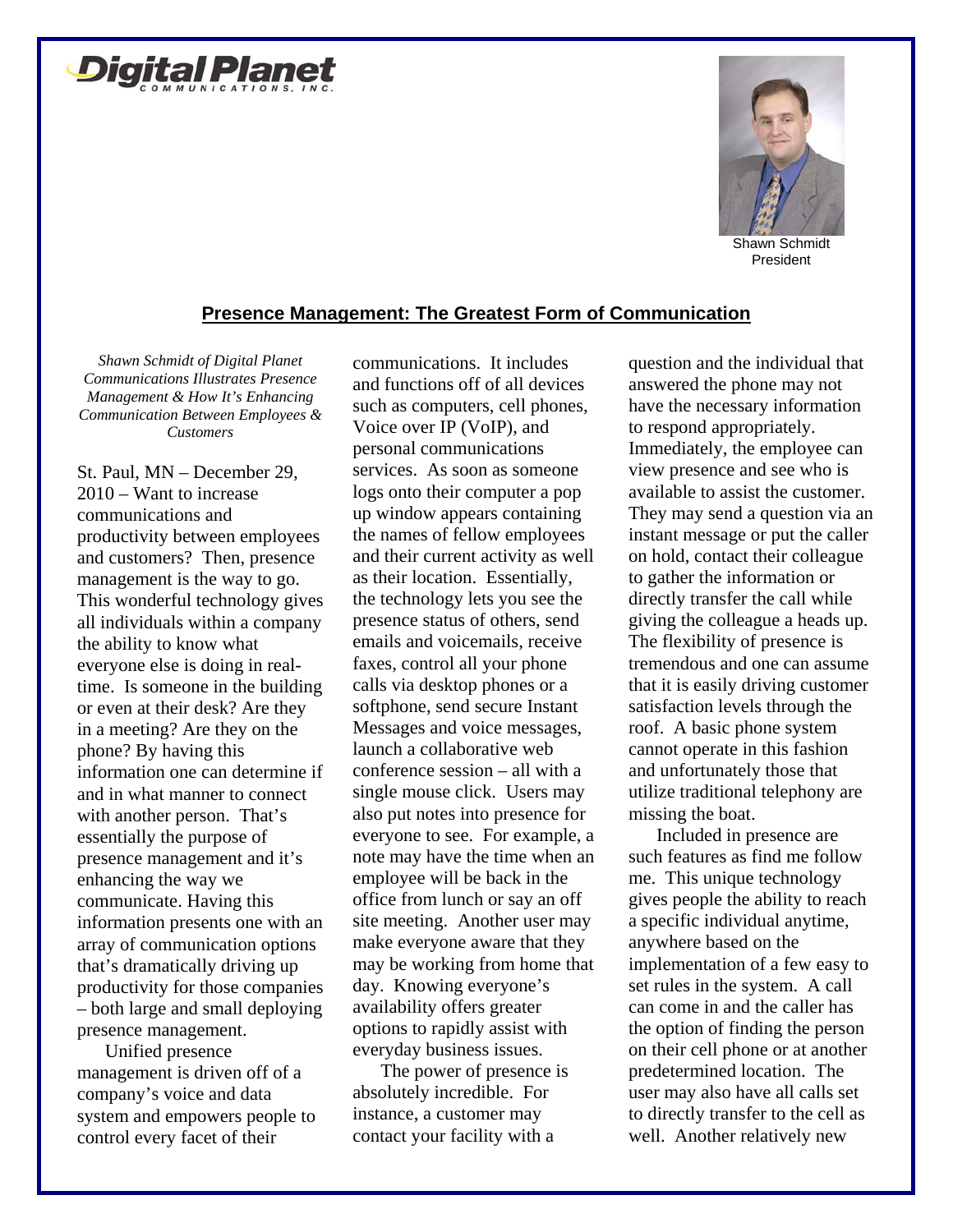Digital Planet COMMUNICATIONS, INC.

Shawn Schmidt
President

## Presence Management: The Greatest Form of Communication

*Shawn Schmidt of Digital Planet Communications Illustrates Presence Management & How It's Enhancing Communication Between Employees & Customers*

St. Paul, MN – December 29, 2010 – Want to increase communications and productivity between employees and customers? Then, presence management is the way to go. This wonderful technology gives all individuals within a company the ability to know what everyone else is doing in real-time. Is someone in the building or even at their desk? Are they in a meeting? Are they on the phone? By having this information one can determine if and in what manner to connect with another person. That's essentially the purpose of presence management and it's enhancing the way we communicate. Having this information presents one with an array of communication options that's dramatically driving up productivity for those companies – both large and small deploying presence management.

Unified presence management is driven off of a company's voice and data system and empowers people to control every facet of their communications. It includes and functions off of all devices such as computers, cell phones, Voice over IP (VoIP), and personal communications services. As soon as someone logs onto their computer a pop up window appears containing the names of fellow employees and their current activity as well as their location. Essentially, the technology lets you see the presence status of others, send emails and voicemails, receive faxes, control all your phone calls via desktop phones or a softphone, send secure Instant Messages and voice messages, launch a collaborative web conference session – all with a single mouse click. Users may also put notes into presence for everyone to see. For example, a note may have the time when an employee will be back in the office from lunch or say an off site meeting. Another user may make everyone aware that they may be working from home that day. Knowing everyone's availability offers greater options to rapidly assist with everyday business issues.

The power of presence is absolutely incredible. For instance, a customer may contact your facility with a question and the individual that answered the phone may not have the necessary information to respond appropriately. Immediately, the employee can view presence and see who is available to assist the customer. They may send a question via an instant message or put the caller on hold, contact their colleague to gather the information or directly transfer the call while giving the colleague a heads up. The flexibility of presence is tremendous and one can assume that it is easily driving customer satisfaction levels through the roof. A basic phone system cannot operate in this fashion and unfortunately those that utilize traditional telephony are missing the boat.

Included in presence are such features as find me follow me. This unique technology gives people the ability to reach a specific individual anytime, anywhere based on the implementation of a few easy to set rules in the system. A call can come in and the caller has the option of finding the person on their cell phone or at another predetermined location. The user may also have all calls set to directly transfer to the cell as well. Another relatively new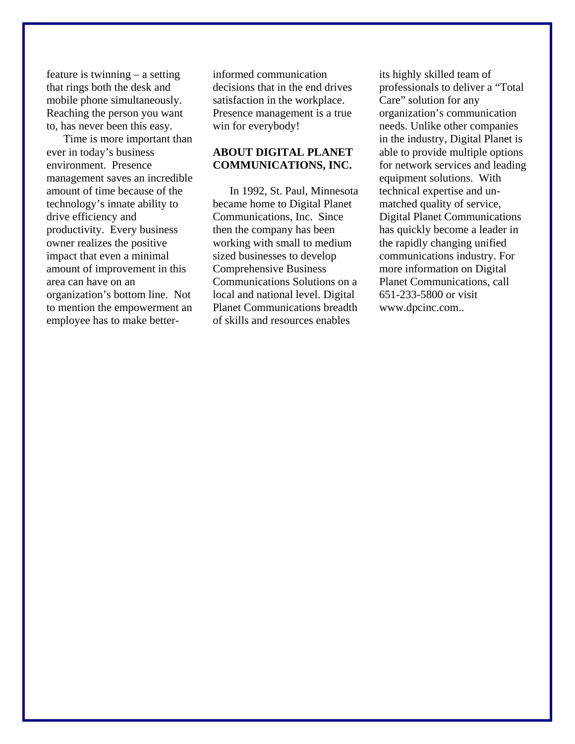feature is twinning – a setting that rings both the desk and mobile phone simultaneously. Reaching the person you want to, has never been this easy.

Time is more important than ever in today's business environment. Presence management saves an incredible amount of time because of the technology's innate ability to drive efficiency and productivity. Every business owner realizes the positive impact that even a minimal amount of improvement in this area can have on an organization's bottom line. Not to mention the empowerment an employee has to make better-informed communication decisions that in the end drives satisfaction in the workplace. Presence management is a true win for everybody!

**ABOUT DIGITAL PLANET COMMUNICATIONS, INC.**

In 1992, St. Paul, Minnesota became home to Digital Planet Communications, Inc. Since then the company has been working with small to medium sized businesses to develop Comprehensive Business Communications Solutions on a local and national level. Digital Planet Communications breadth of skills and resources enables its highly skilled team of professionals to deliver a "Total Care" solution for any organization's communication needs. Unlike other companies in the industry, Digital Planet is able to provide multiple options for network services and leading equipment solutions. With technical expertise and un-matched quality of service, Digital Planet Communications has quickly become a leader in the rapidly changing unified communications industry. For more information on Digital Planet Communications, call 651-233-5800 or visit www.dpcinc.com..